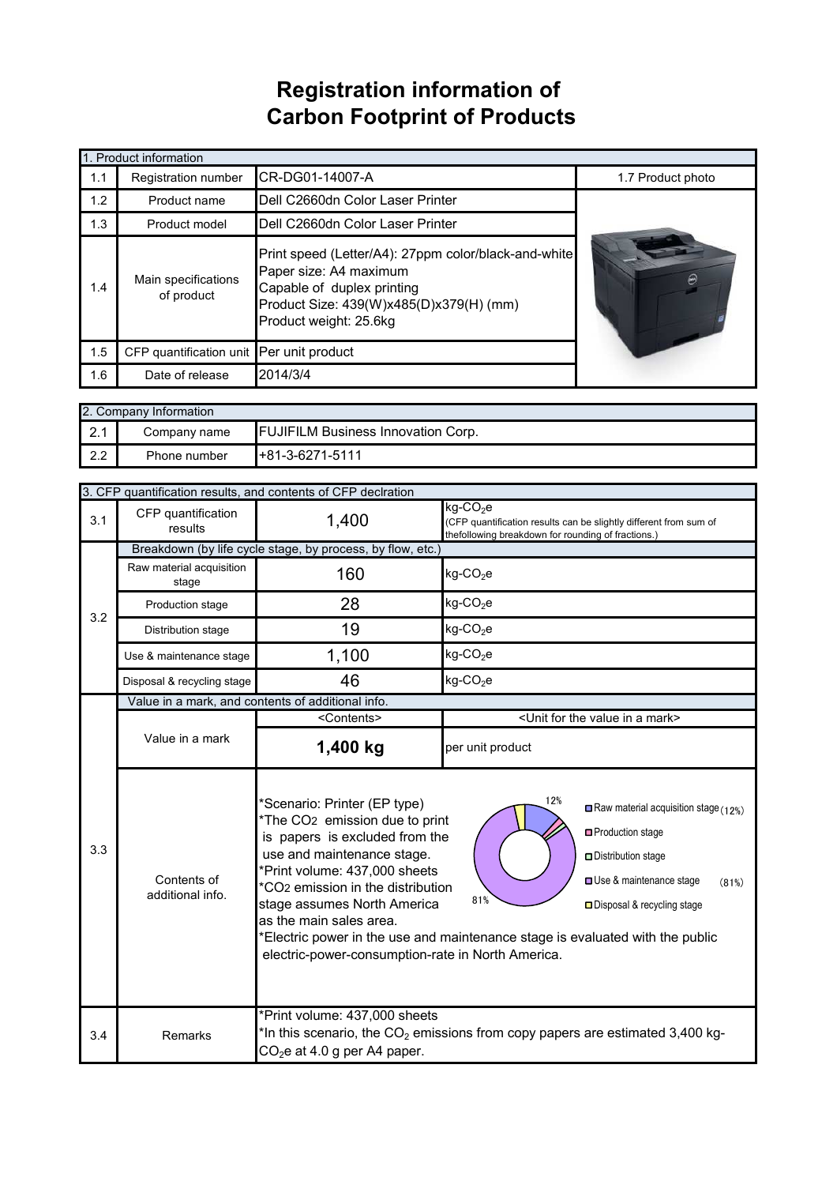# Registration information of Carbon Footprint of Products

| 1. Product information | | | |
|---|---|---|---|
| 1.1 | Registration number | CR-DG01-14007-A | 1.7 Product photo |
| 1.2 | Product name | Dell C2660dn Color Laser Printer | |
| 1.3 | Product model | Dell C2660dn Color Laser Printer | |
| 1.4 | Main specifications of product | Print speed (Letter/A4): 27ppm color/black-and-white<br>Paper size: A4 maximum<br>Capable of duplex printing<br>Product Size: 439(W)x485(D)x379(H) (mm)<br>Product weight: 25.6kg | |
| 1.5 | CFP quantification unit | Per unit product | |
| 1.6 | Date of release | 2014/3/4 | |

| 2. Company Information | | |
|---|---|---|
| 2.1 | Company name | FUJIFILM Business Innovation Corp. |
| 2.2 | Phone number | +81-3-6271-5111 |

| 3. CFP quantification results, and contents of CFP declration | | | |
|---|---|---|---|
| 3.1 | CFP quantification results | 1,400 | kg-$CO_2$e (CFP quantification results can be slightly different from sum of thefollowing breakdown for rounding of fractions.) |
| 3.2 | Breakdown (by life cycle stage, by process, by flow, etc.) | | |
| | Raw material acquisition stage | 160 | kg-$CO_2$e |
| | Production stage | 28 | kg-$CO_2$e |
| | Distribution stage | 19 | kg-$CO_2$e |
| | Use & maintenance stage | 1,100 | kg-$CO_2$e |
| | Disposal & recycling stage | 46 | kg-$CO_2$e |
| 3.3 | Value in a mark, and contents of additional info. | | |
| | | <Contents> | <Unit for the value in a mark> |
| | Value in a mark | **1,400 kg** | per unit product |
| | Contents of additional info. | *Scenario: Printer (EP type)<br>*The $CO_2$ emission due to print is papers is excluded from the use and maintenance stage.<br>*Print volume: 437,000 sheets<br>*$CO_2$ emission in the distribution stage assumes North America as the main sales area.<br>*Electric power in the use and maintenance stage is evaluated with the public electric-power-consumption-rate in North America.<br>Chart: Raw material acquisition stage (12%); Production stage; Distribution stage; Use & maintenance stage (81%); Disposal & recycling stage | |
| 3.4 | Remarks | *Print volume: 437,000 sheets<br>*In this scenario, the $CO_2$ emissions from copy papers are estimated 3,400 kg-$CO_2$e at 4.0 g per A4 paper. | |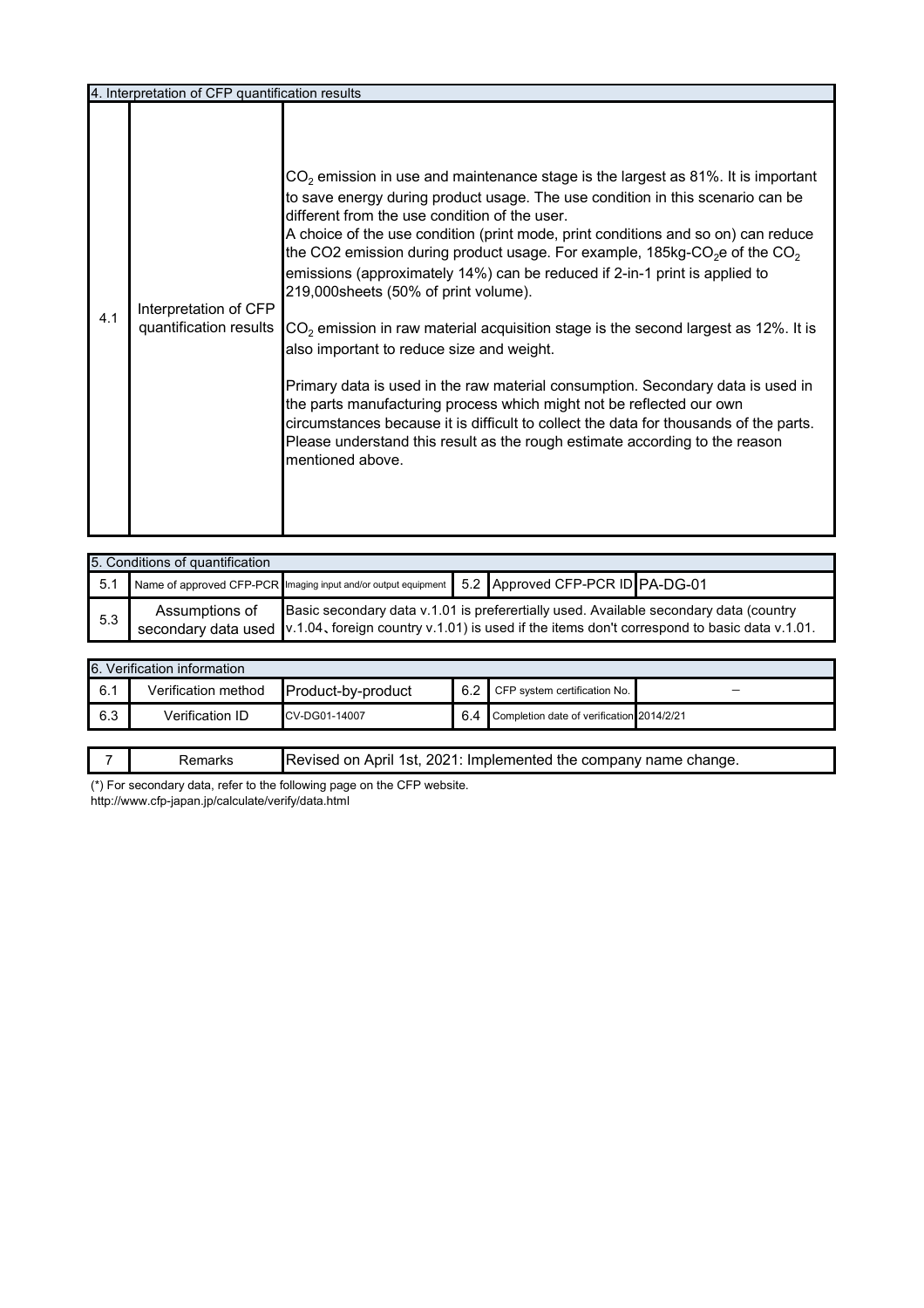| 4. Interpretation of CFP quantification results | | |
|---|---|---|
| 4.1 | Interpretation of CFP quantification results | $CO_2$ emission in use and maintenance stage is the largest as 81%. It is important to save energy during product usage. The use condition in this scenario can be different from the use condition of the user.<br>A choice of the use condition (print mode, print conditions and so on) can reduce the CO2 emission during product usage. For example, 185kg-$CO_2$e of the $CO_2$ emissions (approximately 14%) can be reduced if 2-in-1 print is applied to 219,000sheets (50% of print volume).<br><br>$CO_2$ emission in raw material acquisition stage is the second largest as 12%. It is also important to reduce size and weight.<br><br>Primary data is used in the raw material consumption. Secondary data is used in the parts manufacturing process which might not be reflected our own circumstances because it is difficult to collect the data for thousands of the parts. Please understand this result as the rough estimate according to the reason mentioned above. |

| 5. Conditions of quantification | | | | | |
|---|---|---|---|---|---|
| 5.1 | Name of approved CFP-PCR | Imaging input and/or output equipment | 5.2 | Approved CFP-PCR ID | PA-DG-01 |
| 5.3 | Assumptions of secondary data used | Basic secondary data v.1.01 is prefertially used. Available secondary data (country v.1.04、foreign country v.1.01) is used if the items don't correspond to basic data v.1.01. | | | |

| 6. Verification information | | | | | |
|---|---|---|---|---|---|
| 6.1 | Verification method | Product-by-product | 6.2 | CFP system certification No. | – |
| 6.3 | Verification ID | CV-DG01-14007 | 6.4 | Completion date of verification | 2014/2/21 |

| | | |
|---|---|---|
| 7 | Remarks | Revised on April 1st, 2021: Implemented the company name change. |

(*) For secondary data, refer to the following page on the CFP website.
http://www.cfp-japan.jp/calculate/verify/data.html